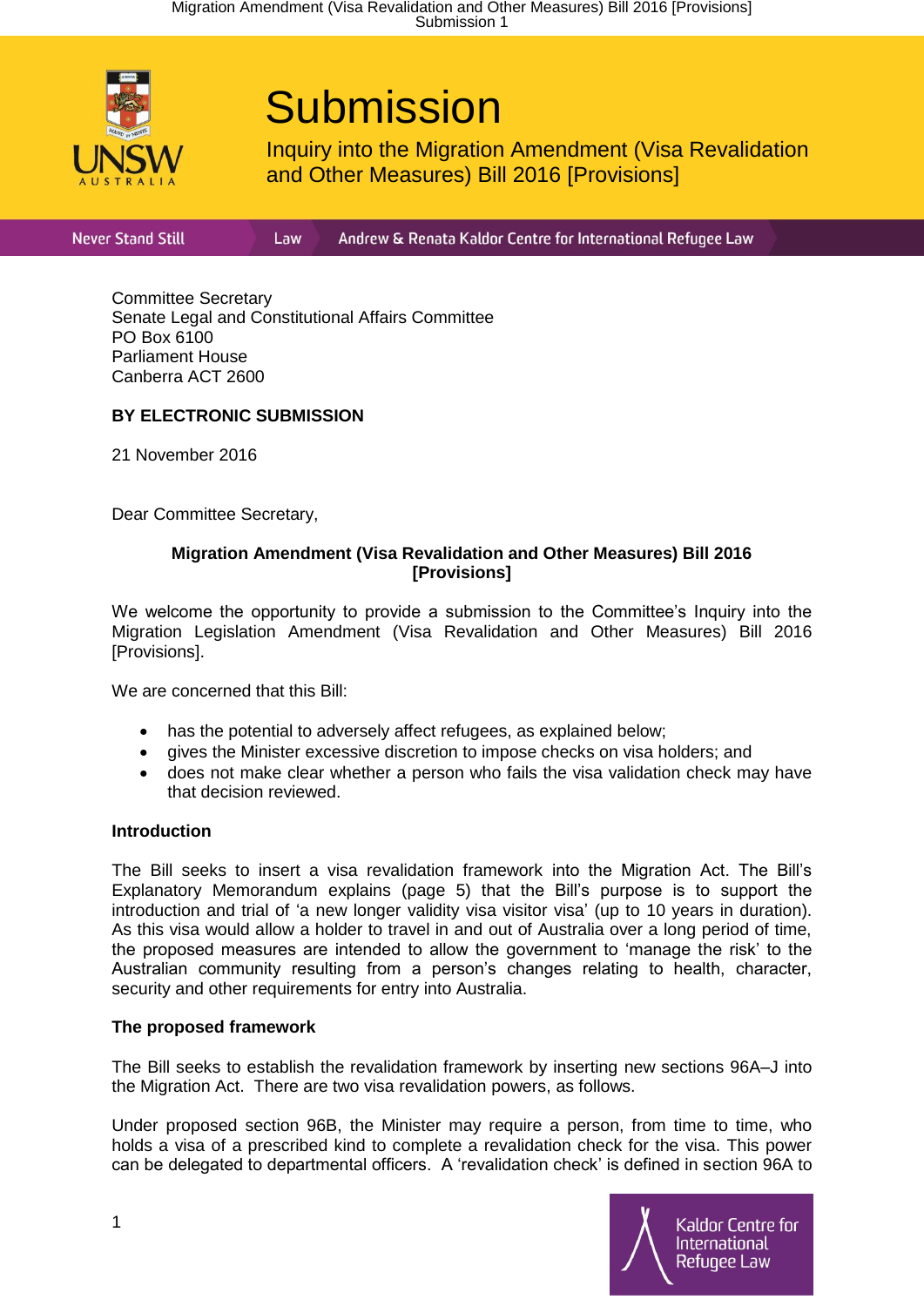# Submission

## Inquiry into the Migration Amendment (Visa Revalidation and Other Measures) Bill 2016 [Provisions]

Never Stand Still | Law | Andrew & Renata Kaldor Centre for International Refugee Law

Committee Secretary
Senate Legal and Constitutional Affairs Committee
PO Box 6100
Parliament House
Canberra ACT 2600

**BY ELECTRONIC SUBMISSION**

21 November 2016

Dear Committee Secretary,

**Migration Amendment (Visa Revalidation and Other Measures) Bill 2016 [Provisions]**

We welcome the opportunity to provide a submission to the Committee's Inquiry into the Migration Legislation Amendment (Visa Revalidation and Other Measures) Bill 2016 [Provisions].

We are concerned that this Bill:

- has the potential to adversely affect refugees, as explained below;
- gives the Minister excessive discretion to impose checks on visa holders; and
- does not make clear whether a person who fails the visa validation check may have that decision reviewed.

**Introduction**

The Bill seeks to insert a visa revalidation framework into the Migration Act. The Bill's Explanatory Memorandum explains (page 5) that the Bill's purpose is to support the introduction and trial of 'a new longer validity visa visitor visa' (up to 10 years in duration). As this visa would allow a holder to travel in and out of Australia over a long period of time, the proposed measures are intended to allow the government to 'manage the risk' to the Australian community resulting from a person's changes relating to health, character, security and other requirements for entry into Australia.

**The proposed framework**

The Bill seeks to establish the revalidation framework by inserting new sections 96A–J into the Migration Act. There are two visa revalidation powers, as follows.

Under proposed section 96B, the Minister may require a person, from time to time, who holds a visa of a prescribed kind to complete a revalidation check for the visa. This power can be delegated to departmental officers. A 'revalidation check' is defined in section 96A to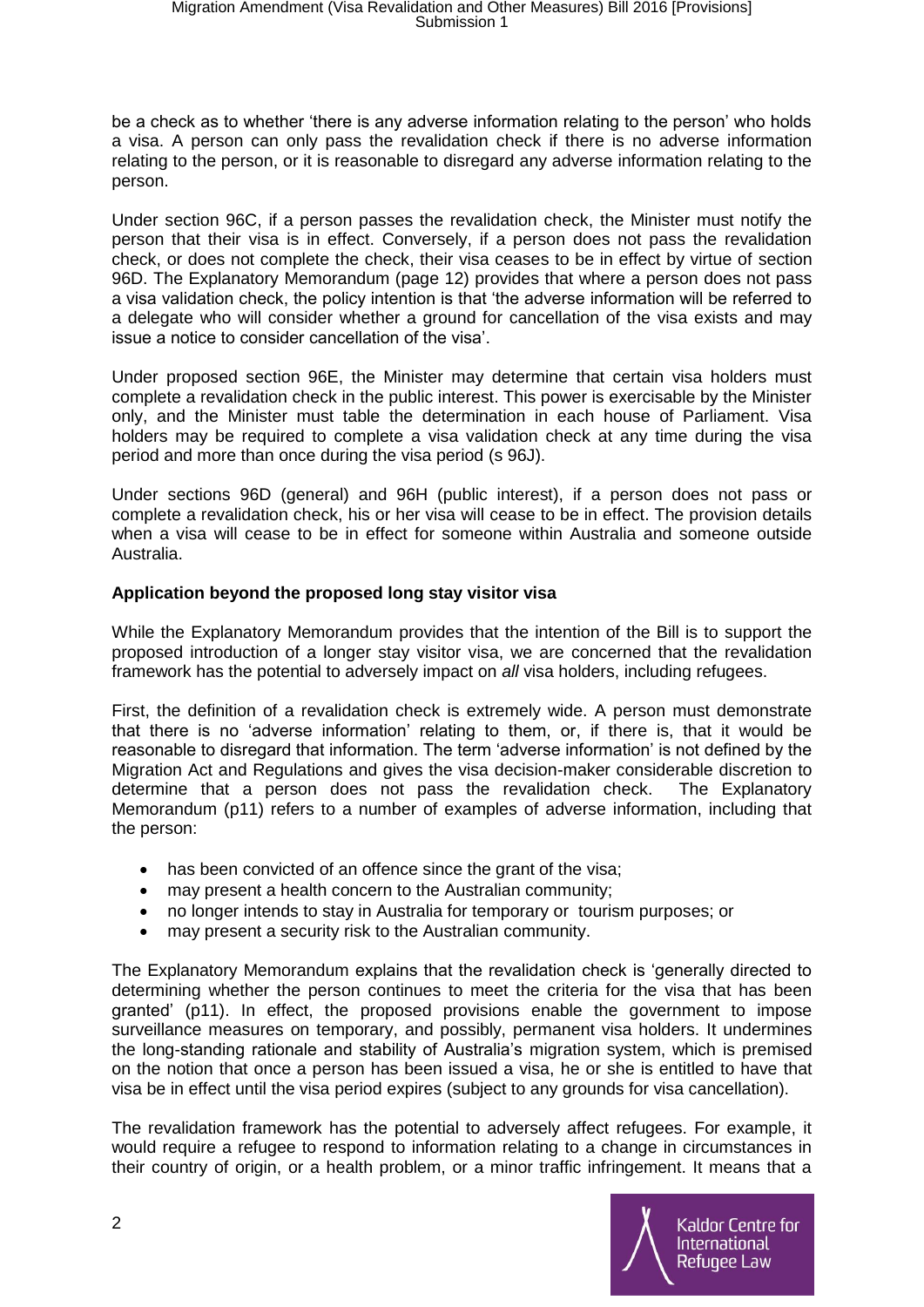be a check as to whether 'there is any adverse information relating to the person' who holds a visa. A person can only pass the revalidation check if there is no adverse information relating to the person, or it is reasonable to disregard any adverse information relating to the person.

Under section 96C, if a person passes the revalidation check, the Minister must notify the person that their visa is in effect. Conversely, if a person does not pass the revalidation check, or does not complete the check, their visa ceases to be in effect by virtue of section 96D. The Explanatory Memorandum (page 12) provides that where a person does not pass a visa validation check, the policy intention is that 'the adverse information will be referred to a delegate who will consider whether a ground for cancellation of the visa exists and may issue a notice to consider cancellation of the visa'.

Under proposed section 96E, the Minister may determine that certain visa holders must complete a revalidation check in the public interest. This power is exercisable by the Minister only, and the Minister must table the determination in each house of Parliament. Visa holders may be required to complete a visa validation check at any time during the visa period and more than once during the visa period (s 96J).

Under sections 96D (general) and 96H (public interest), if a person does not pass or complete a revalidation check, his or her visa will cease to be in effect. The provision details when a visa will cease to be in effect for someone within Australia and someone outside Australia.

**Application beyond the proposed long stay visitor visa**

While the Explanatory Memorandum provides that the intention of the Bill is to support the proposed introduction of a longer stay visitor visa, we are concerned that the revalidation framework has the potential to adversely impact on *all* visa holders, including refugees.

First, the definition of a revalidation check is extremely wide. A person must demonstrate that there is no 'adverse information' relating to them, or, if there is, that it would be reasonable to disregard that information. The term 'adverse information' is not defined by the Migration Act and Regulations and gives the visa decision-maker considerable discretion to determine that a person does not pass the revalidation check. The Explanatory Memorandum (p11) refers to a number of examples of adverse information, including that the person:

- has been convicted of an offence since the grant of the visa;
- may present a health concern to the Australian community;
- no longer intends to stay in Australia for temporary or tourism purposes; or
- may present a security risk to the Australian community.

The Explanatory Memorandum explains that the revalidation check is 'generally directed to determining whether the person continues to meet the criteria for the visa that has been granted' (p11). In effect, the proposed provisions enable the government to impose surveillance measures on temporary, and possibly, permanent visa holders. It undermines the long-standing rationale and stability of Australia's migration system, which is premised on the notion that once a person has been issued a visa, he or she is entitled to have that visa be in effect until the visa period expires (subject to any grounds for visa cancellation).

The revalidation framework has the potential to adversely affect refugees. For example, it would require a refugee to respond to information relating to a change in circumstances in their country of origin, or a health problem, or a minor traffic infringement. It means that a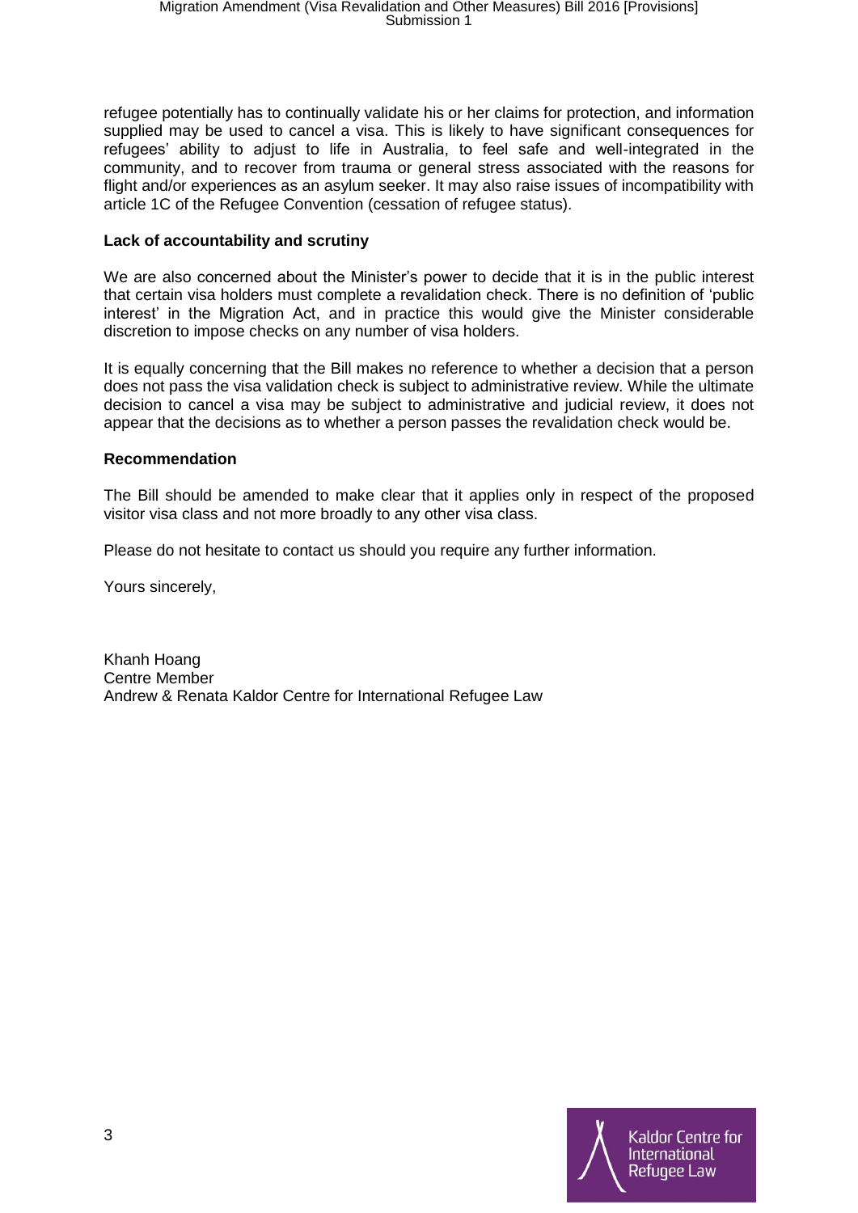refugee potentially has to continually validate his or her claims for protection, and information supplied may be used to cancel a visa. This is likely to have significant consequences for refugees' ability to adjust to life in Australia, to feel safe and well-integrated in the community, and to recover from trauma or general stress associated with the reasons for flight and/or experiences as an asylum seeker. It may also raise issues of incompatibility with article 1C of the Refugee Convention (cessation of refugee status).

**Lack of accountability and scrutiny**

We are also concerned about the Minister's power to decide that it is in the public interest that certain visa holders must complete a revalidation check. There is no definition of 'public interest' in the Migration Act, and in practice this would give the Minister considerable discretion to impose checks on any number of visa holders.

It is equally concerning that the Bill makes no reference to whether a decision that a person does not pass the visa validation check is subject to administrative review. While the ultimate decision to cancel a visa may be subject to administrative and judicial review, it does not appear that the decisions as to whether a person passes the revalidation check would be.

**Recommendation**

The Bill should be amended to make clear that it applies only in respect of the proposed visitor visa class and not more broadly to any other visa class.

Please do not hesitate to contact us should you require any further information.

Yours sincerely,

Khanh Hoang
Centre Member
Andrew & Renata Kaldor Centre for International Refugee Law